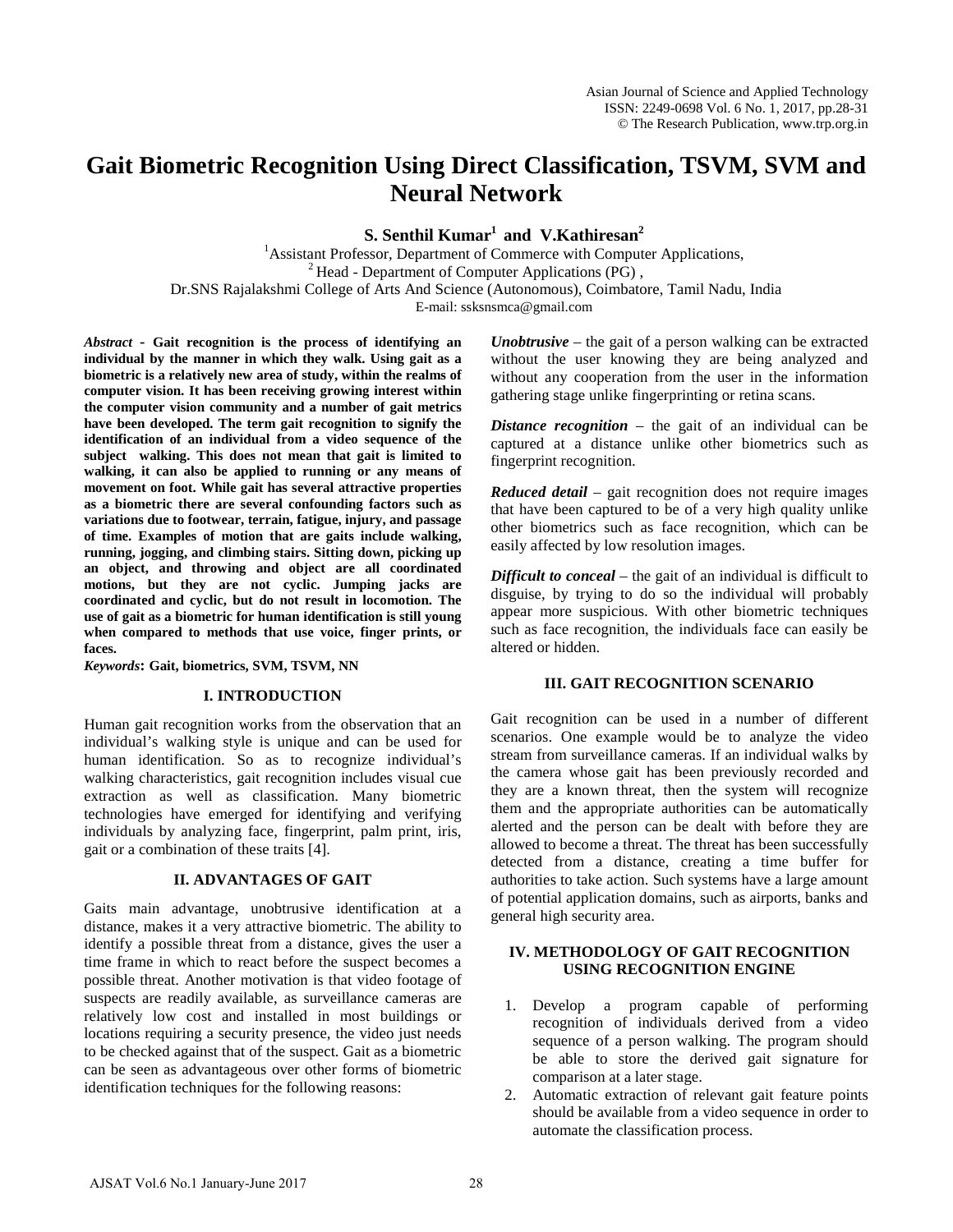# Gait Biometric Recognition Using Direct Classification, TSVM, SVM and Neural Network

**S. Senthil Kumar[1] and V.Kathiresan[2]**

[1]Assistant Professor, Department of Commerce with Computer Applications,
[2] Head - Department of Computer Applications (PG) ,
Dr.SNS Rajalakshmi College of Arts And Science (Autonomous), Coimbatore, Tamil Nadu, India
E-mail: ssksnsmca@gmail.com

***Abstract*** **- Gait recognition is the process of identifying an individual by the manner in which they walk. Using gait as a biometric is a relatively new area of study, within the realms of computer vision. It has been receiving growing interest within the computer vision community and a number of gait metrics have been developed. The term gait recognition to signify the identification of an individual from a video sequence of the subject walking. This does not mean that gait is limited to walking, it can also be applied to running or any means of movement on foot. While gait has several attractive properties as a biometric there are several confounding factors such as variations due to footwear, terrain, fatigue, injury, and passage of time. Examples of motion that are gaits include walking, running, jogging, and climbing stairs. Sitting down, picking up an object, and throwing and object are all coordinated motions, but they are not cyclic. Jumping jacks are coordinated and cyclic, but do not result in locomotion. The use of gait as a biometric for human identification is still young when compared to methods that use voice, finger prints, or faces.**

***Keywords*****: Gait, biometrics, SVM, TSVM, NN**

## I. INTRODUCTION

Human gait recognition works from the observation that an individual's walking style is unique and can be used for human identification. So as to recognize individual's walking characteristics, gait recognition includes visual cue extraction as well as classification. Many biometric technologies have emerged for identifying and verifying individuals by analyzing face, fingerprint, palm print, iris, gait or a combination of these traits [4].

## II. ADVANTAGES OF GAIT

Gaits main advantage, unobtrusive identification at a distance, makes it a very attractive biometric. The ability to identify a possible threat from a distance, gives the user a time frame in which to react before the suspect becomes a possible threat. Another motivation is that video footage of suspects are readily available, as surveillance cameras are relatively low cost and installed in most buildings or locations requiring a security presence, the video just needs to be checked against that of the suspect. Gait as a biometric can be seen as advantageous over other forms of biometric identification techniques for the following reasons:

***Unobtrusive*** – the gait of a person walking can be extracted without the user knowing they are being analyzed and without any cooperation from the user in the information gathering stage unlike fingerprinting or retina scans.

***Distance recognition*** – the gait of an individual can be captured at a distance unlike other biometrics such as fingerprint recognition.

***Reduced detail*** – gait recognition does not require images that have been captured to be of a very high quality unlike other biometrics such as face recognition, which can be easily affected by low resolution images.

***Difficult to conceal*** – the gait of an individual is difficult to disguise, by trying to do so the individual will probably appear more suspicious. With other biometric techniques such as face recognition, the individuals face can easily be altered or hidden.

## III. GAIT RECOGNITION SCENARIO

Gait recognition can be used in a number of different scenarios. One example would be to analyze the video stream from surveillance cameras. If an individual walks by the camera whose gait has been previously recorded and they are a known threat, then the system will recognize them and the appropriate authorities can be automatically alerted and the person can be dealt with before they are allowed to become a threat. The threat has been successfully detected from a distance, creating a time buffer for authorities to take action. Such systems have a large amount of potential application domains, such as airports, banks and general high security area.

## IV. METHODOLOGY OF GAIT RECOGNITION USING RECOGNITION ENGINE

1. Develop a program capable of performing recognition of individuals derived from a video sequence of a person walking. The program should be able to store the derived gait signature for comparison at a later stage.
2. Automatic extraction of relevant gait feature points should be available from a video sequence in order to automate the classification process.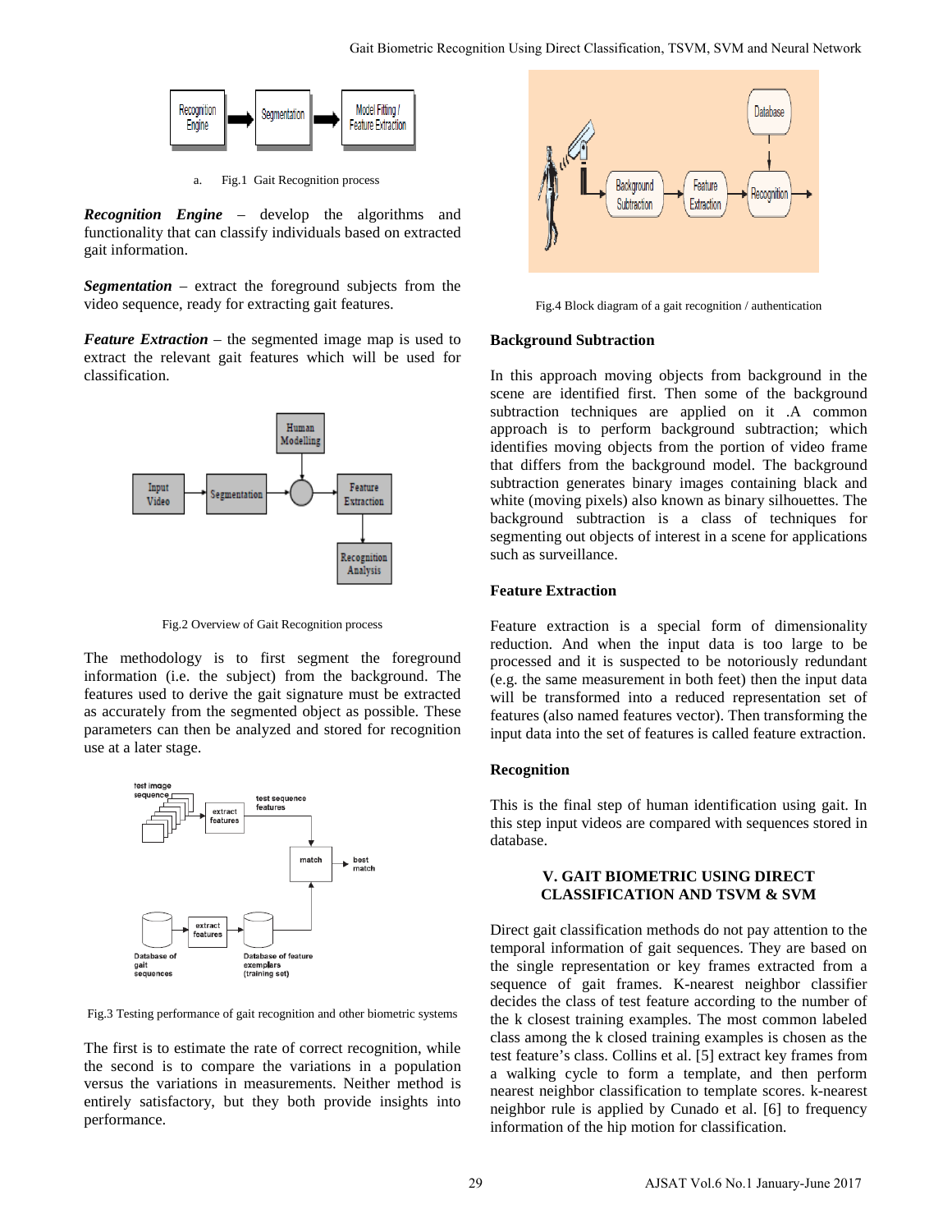a. Fig.1 Gait Recognition process

***Recognition Engine*** – develop the algorithms and functionality that can classify individuals based on extracted gait information.

***Segmentation*** – extract the foreground subjects from the video sequence, ready for extracting gait features.

***Feature Extraction*** – the segmented image map is used to extract the relevant gait features which will be used for classification.

Fig.2 Overview of Gait Recognition process

The methodology is to first segment the foreground information (i.e. the subject) from the background. The features used to derive the gait signature must be extracted as accurately from the segmented object as possible. These parameters can then be analyzed and stored for recognition use at a later stage.

Fig.3 Testing performance of gait recognition and other biometric systems

The first is to estimate the rate of correct recognition, while the second is to compare the variations in a population versus the variations in measurements. Neither method is entirely satisfactory, but they both provide insights into performance.

Fig.4 Block diagram of a gait recognition / authentication

**Background Subtraction**

In this approach moving objects from background in the scene are identified first. Then some of the background subtraction techniques are applied on it .A common approach is to perform background subtraction; which identifies moving objects from the portion of video frame that differs from the background model. The background subtraction generates binary images containing black and white (moving pixels) also known as binary silhouettes. The background subtraction is a class of techniques for segmenting out objects of interest in a scene for applications such as surveillance.

**Feature Extraction**

Feature extraction is a special form of dimensionality reduction. And when the input data is too large to be processed and it is suspected to be notoriously redundant (e.g. the same measurement in both feet) then the input data will be transformed into a reduced representation set of features (also named features vector). Then transforming the input data into the set of features is called feature extraction.

**Recognition**

This is the final step of human identification using gait. In this step input videos are compared with sequences stored in database.

## V. GAIT BIOMETRIC USING DIRECT CLASSIFICATION AND TSVM & SVM

Direct gait classification methods do not pay attention to the temporal information of gait sequences. They are based on the single representation or key frames extracted from a sequence of gait frames. K-nearest neighbor classifier decides the class of test feature according to the number of the k closest training examples. The most common labeled class among the k closed training examples is chosen as the test feature's class. Collins et al. [5] extract key frames from a walking cycle to form a template, and then perform nearest neighbor classification to template scores. k-nearest neighbor rule is applied by Cunado et al. [6] to frequency information of the hip motion for classification.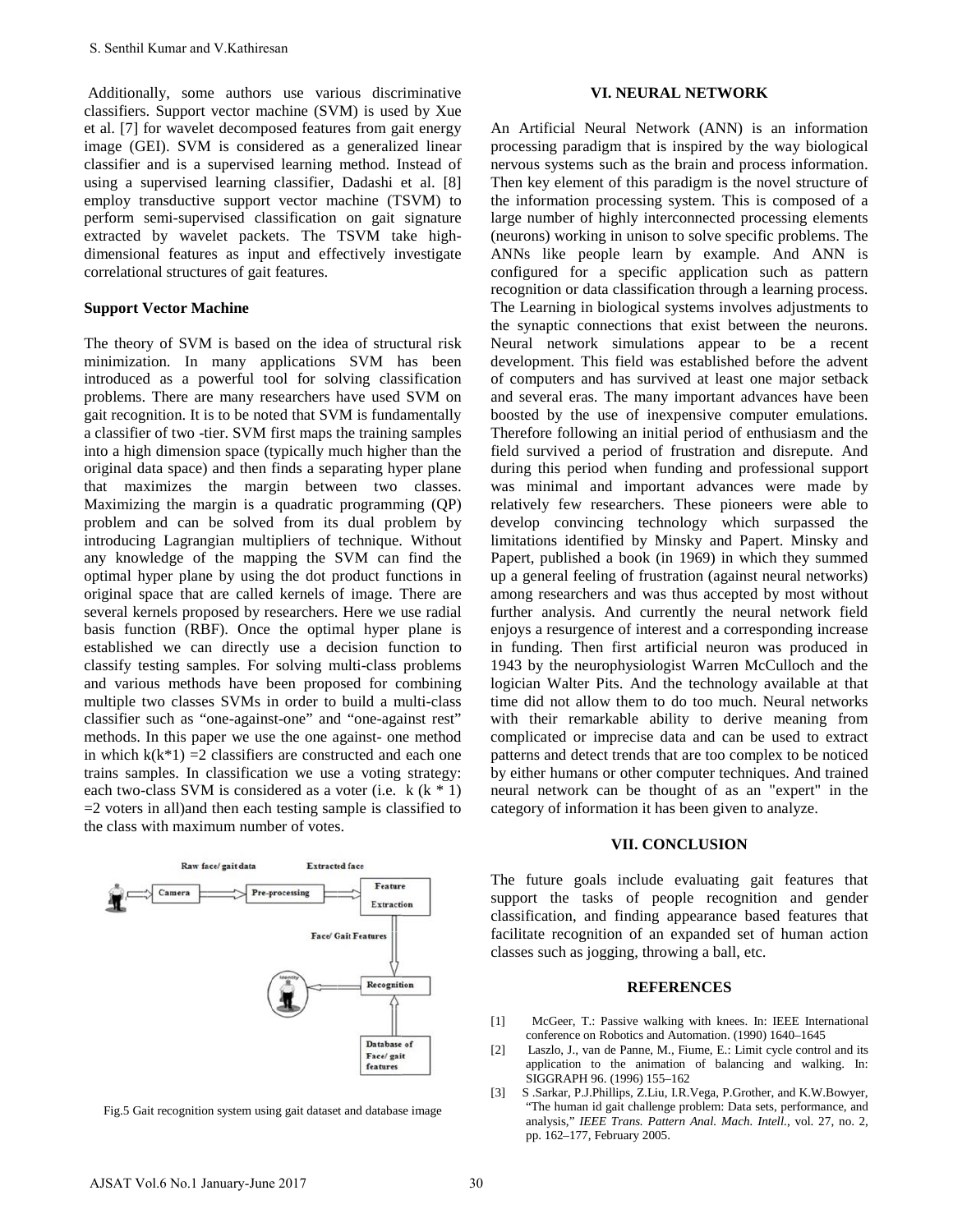Additionally, some authors use various discriminative classifiers. Support vector machine (SVM) is used by Xue et al. [7] for wavelet decomposed features from gait energy image (GEI). SVM is considered as a generalized linear classifier and is a supervised learning method. Instead of using a supervised learning classifier, Dadashi et al. [8] employ transductive support vector machine (TSVM) to perform semi-supervised classification on gait signature extracted by wavelet packets. The TSVM take high-dimensional features as input and effectively investigate correlational structures of gait features.

**Support Vector Machine**

The theory of SVM is based on the idea of structural risk minimization. In many applications SVM has been introduced as a powerful tool for solving classification problems. There are many researchers have used SVM on gait recognition. It is to be noted that SVM is fundamentally a classifier of two -tier. SVM first maps the training samples into a high dimension space (typically much higher than the original data space) and then finds a separating hyper plane that maximizes the margin between two classes. Maximizing the margin is a quadratic programming (QP) problem and can be solved from its dual problem by introducing Lagrangian multipliers of technique. Without any knowledge of the mapping the SVM can find the optimal hyper plane by using the dot product functions in original space that are called kernels of image. There are several kernels proposed by researchers. Here we use radial basis function (RBF). Once the optimal hyper plane is established we can directly use a decision function to classify testing samples. For solving multi-class problems and various methods have been proposed for combining multiple two classes SVMs in order to build a multi-class classifier such as "one-against-one" and "one-against rest" methods. In this paper we use the one against- one method in which $k(k*1) = 2$ classifiers are constructed and each one trains samples. In classification we use a voting strategy: each two-class SVM is considered as a voter (i.e. $k(k*1) = 2$ voters in all)and then each testing sample is classified to the class with maximum number of votes.

Fig.5 Gait recognition system using gait dataset and database image

## VI. NEURAL NETWORK

An Artificial Neural Network (ANN) is an information processing paradigm that is inspired by the way biological nervous systems such as the brain and process information. Then key element of this paradigm is the novel structure of the information processing system. This is composed of a large number of highly interconnected processing elements (neurons) working in unison to solve specific problems. The ANNs like people learn by example. And ANN is configured for a specific application such as pattern recognition or data classification through a learning process. The Learning in biological systems involves adjustments to the synaptic connections that exist between the neurons. Neural network simulations appear to be a recent development. This field was established before the advent of computers and has survived at least one major setback and several eras. The many important advances have been boosted by the use of inexpensive computer emulations. Therefore following an initial period of enthusiasm and the field survived a period of frustration and disrepute. And during this period when funding and professional support was minimal and important advances were made by relatively few researchers. These pioneers were able to develop convincing technology which surpassed the limitations identified by Minsky and Papert. Minsky and Papert, published a book (in 1969) in which they summed up a general feeling of frustration (against neural networks) among researchers and was thus accepted by most without further analysis. And currently the neural network field enjoys a resurgence of interest and a corresponding increase in funding. Then first artificial neuron was produced in 1943 by the neurophysiologist Warren McCulloch and the logician Walter Pits. And the technology available at that time did not allow them to do too much. Neural networks with their remarkable ability to derive meaning from complicated or imprecise data and can be used to extract patterns and detect trends that are too complex to be noticed by either humans or other computer techniques. And trained neural network can be thought of as an "expert" in the category of information it has been given to analyze.

## VII. CONCLUSION

The future goals include evaluating gait features that support the tasks of people recognition and gender classification, and finding appearance based features that facilitate recognition of an expanded set of human action classes such as jogging, throwing a ball, etc.

## REFERENCES

[1] McGeer, T.: Passive walking with knees. In: IEEE International conference on Robotics and Automation. (1990) 1640–1645

[2] Laszlo, J., van de Panne, M., Fiume, E.: Limit cycle control and its application to the animation of balancing and walking. In: SIGGRAPH 96. (1996) 155–162

[3] S .Sarkar, P.J.Phillips, Z.Liu, I.R.Vega, P.Grother, and K.W.Bowyer, "The human id gait challenge problem: Data sets, performance, and analysis," *IEEE Trans. Pattern Anal. Mach. Intell.*, vol. 27, no. 2, pp. 162–177, February 2005.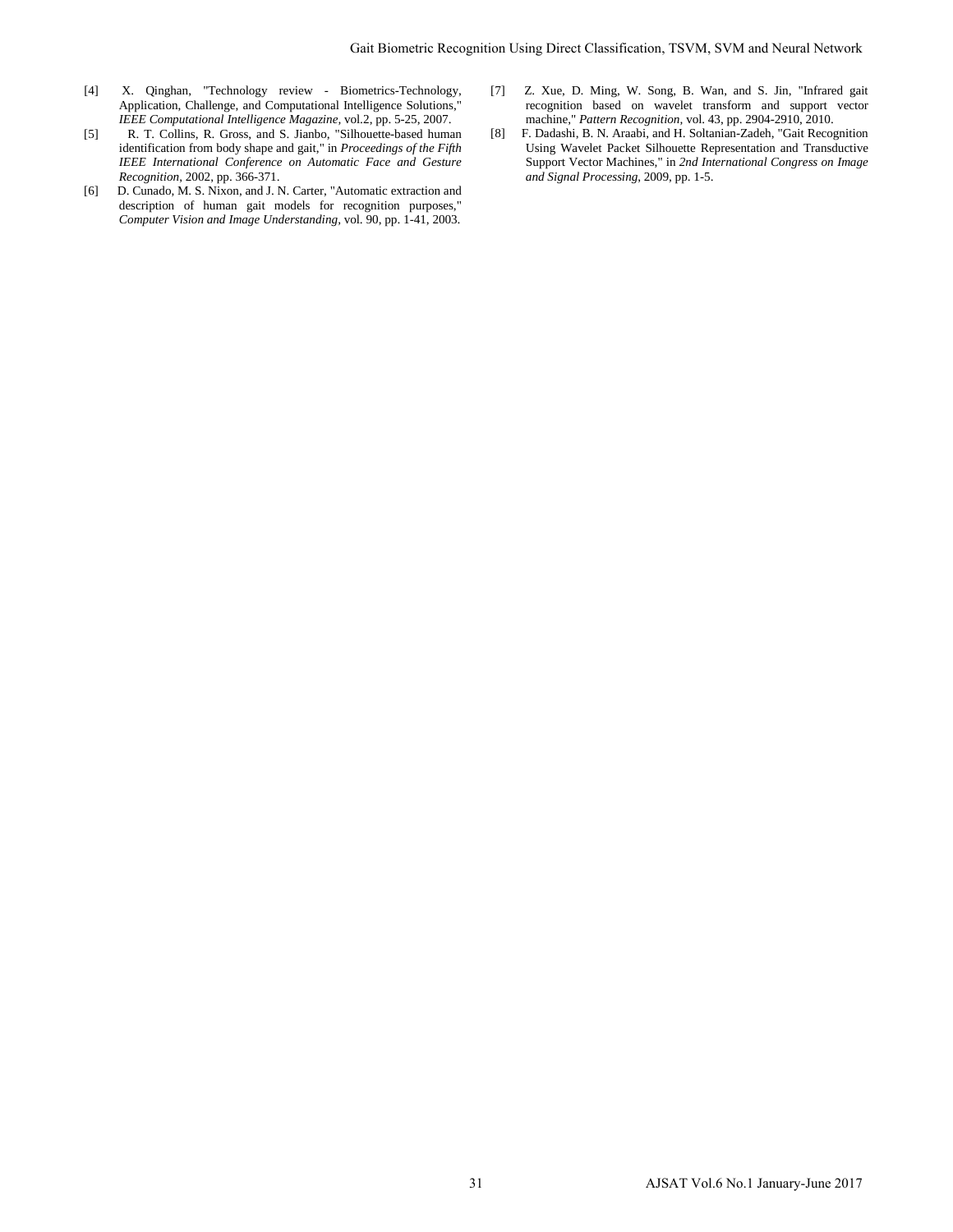[4] X. Qinghan, "Technology review - Biometrics-Technology, Application, Challenge, and Computational Intelligence Solutions," *IEEE Computational Intelligence Magazine*, vol.2, pp. 5-25, 2007.

[5] R. T. Collins, R. Gross, and S. Jianbo, "Silhouette-based human identification from body shape and gait," in *Proceedings of the Fifth IEEE International Conference on Automatic Face and Gesture Recognition*, 2002, pp. 366-371.

[6] D. Cunado, M. S. Nixon, and J. N. Carter, "Automatic extraction and description of human gait models for recognition purposes," *Computer Vision and Image Understanding*, vol. 90, pp. 1-41, 2003.

[7] Z. Xue, D. Ming, W. Song, B. Wan, and S. Jin, "Infrared gait recognition based on wavelet transform and support vector machine," *Pattern Recognition*, vol. 43, pp. 2904-2910, 2010.

[8] F. Dadashi, B. N. Araabi, and H. Soltanian-Zadeh, "Gait Recognition Using Wavelet Packet Silhouette Representation and Transductive Support Vector Machines," in *2nd International Congress on Image and Signal Processing*, 2009, pp. 1-5.